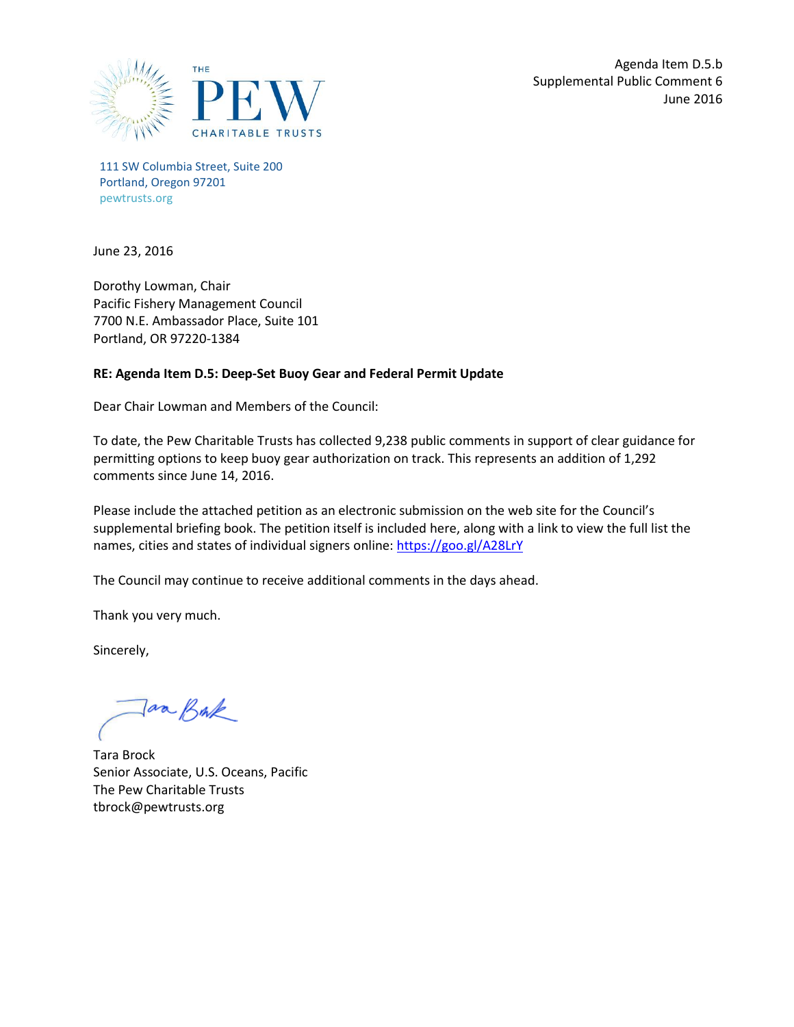THE PEW CHARITABLE TRUSTS

Agenda Item D.5.b
Supplemental Public Comment 6
June 2016

111 SW Columbia Street, Suite 200
Portland, Oregon 97201
pewtrusts.org

June 23, 2016

Dorothy Lowman, Chair
Pacific Fishery Management Council
7700 N.E. Ambassador Place, Suite 101
Portland, OR 97220-1384

**RE: Agenda Item D.5: Deep-Set Buoy Gear and Federal Permit Update**

Dear Chair Lowman and Members of the Council:

To date, the Pew Charitable Trusts has collected 9,238 public comments in support of clear guidance for permitting options to keep buoy gear authorization on track. This represents an addition of 1,292 comments since June 14, 2016.

Please include the attached petition as an electronic submission on the web site for the Council's supplemental briefing book. The petition itself is included here, along with a link to view the full list the names, cities and states of individual signers online: https://goo.gl/A28LrY

The Council may continue to receive additional comments in the days ahead.

Thank you very much.

Sincerely,

Tara Brock
Senior Associate, U.S. Oceans, Pacific
The Pew Charitable Trusts
tbrock@pewtrusts.org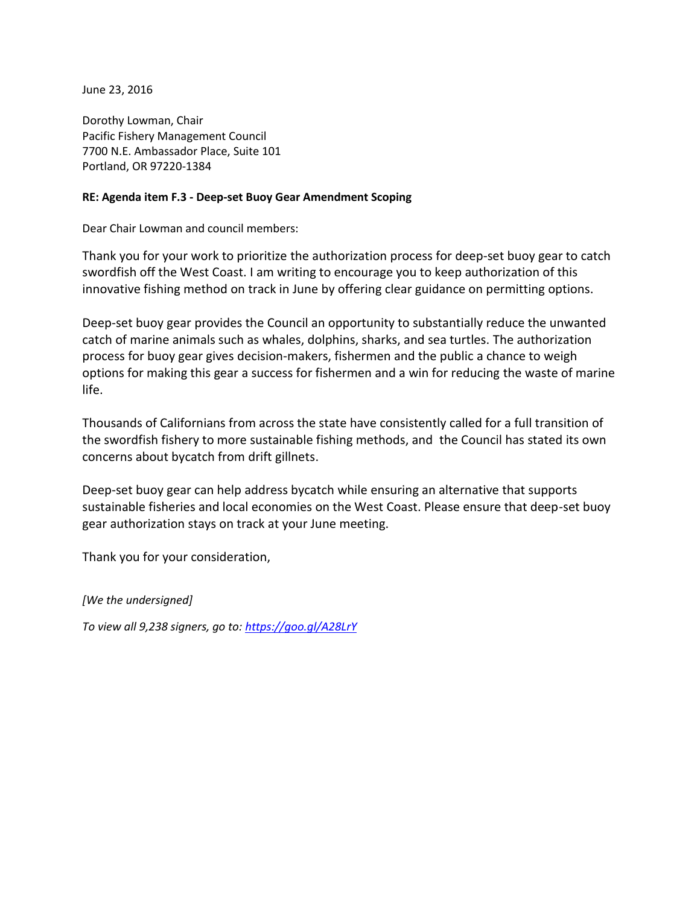June 23, 2016

Dorothy Lowman, Chair  
Pacific Fishery Management Council  
7700 N.E. Ambassador Place, Suite 101  
Portland, OR 97220-1384

**RE: Agenda item F.3 - Deep-set Buoy Gear Amendment Scoping**

Dear Chair Lowman and council members:

Thank you for your work to prioritize the authorization process for deep-set buoy gear to catch swordfish off the West Coast. I am writing to encourage you to keep authorization of this innovative fishing method on track in June by offering clear guidance on permitting options.

Deep-set buoy gear provides the Council an opportunity to substantially reduce the unwanted catch of marine animals such as whales, dolphins, sharks, and sea turtles. The authorization process for buoy gear gives decision-makers, fishermen and the public a chance to weigh options for making this gear a success for fishermen and a win for reducing the waste of marine life.

Thousands of Californians from across the state have consistently called for a full transition of the swordfish fishery to more sustainable fishing methods, and the Council has stated its own concerns about bycatch from drift gillnets.

Deep-set buoy gear can help address bycatch while ensuring an alternative that supports sustainable fisheries and local economies on the West Coast. Please ensure that deep-set buoy gear authorization stays on track at your June meeting.

Thank you for your consideration,

*[We the undersigned]*

*To view all 9,238 signers, go to: [https://goo.gl/A28LrY](https://goo.gl/A28LrY)*